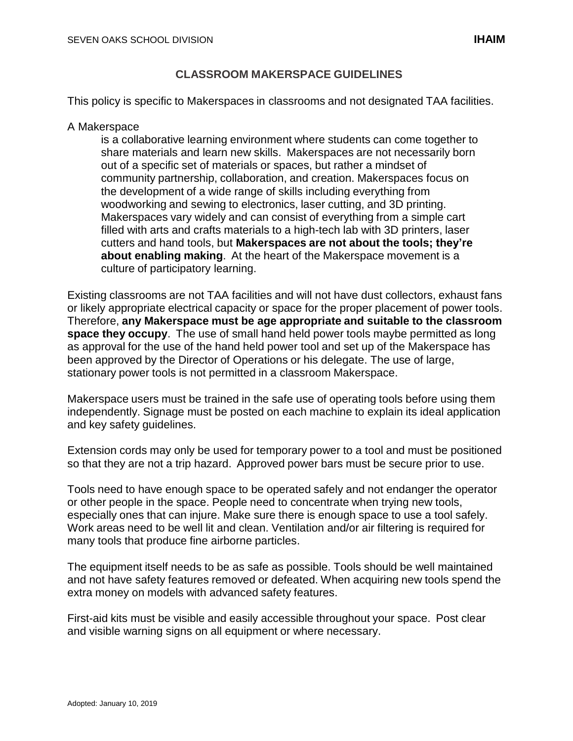# CLASSROOM MAKERSPACE GUIDELINES

This policy is specific to Makerspaces in classrooms and not designated TAA facilities.

A Makerspace

> is a collaborative learning environment where students can come together to share materials and learn new skills. Makerspaces are not necessarily born out of a specific set of materials or spaces, but rather a mindset of community partnership, collaboration, and creation. Makerspaces focus on the development of a wide range of skills including everything from woodworking and sewing to electronics, laser cutting, and 3D printing. Makerspaces vary widely and can consist of everything from a simple cart filled with arts and crafts materials to a high-tech lab with 3D printers, laser cutters and hand tools, but **Makerspaces are not about the tools; they're about enabling making**. At the heart of the Makerspace movement is a culture of participatory learning.

Existing classrooms are not TAA facilities and will not have dust collectors, exhaust fans or likely appropriate electrical capacity or space for the proper placement of power tools. Therefore, **any Makerspace must be age appropriate and suitable to the classroom space they occupy**. The use of small hand held power tools maybe permitted as long as approval for the use of the hand held power tool and set up of the Makerspace has been approved by the Director of Operations or his delegate. The use of large, stationary power tools is not permitted in a classroom Makerspace.

Makerspace users must be trained in the safe use of operating tools before using them independently. Signage must be posted on each machine to explain its ideal application and key safety guidelines.

Extension cords may only be used for temporary power to a tool and must be positioned so that they are not a trip hazard. Approved power bars must be secure prior to use.

Tools need to have enough space to be operated safely and not endanger the operator or other people in the space. People need to concentrate when trying new tools, especially ones that can injure. Make sure there is enough space to use a tool safely. Work areas need to be well lit and clean. Ventilation and/or air filtering is required for many tools that produce fine airborne particles.

The equipment itself needs to be as safe as possible. Tools should be well maintained and not have safety features removed or defeated. When acquiring new tools spend the extra money on models with advanced safety features.

First-aid kits must be visible and easily accessible throughout your space. Post clear and visible warning signs on all equipment or where necessary.

Adopted: January 10, 2019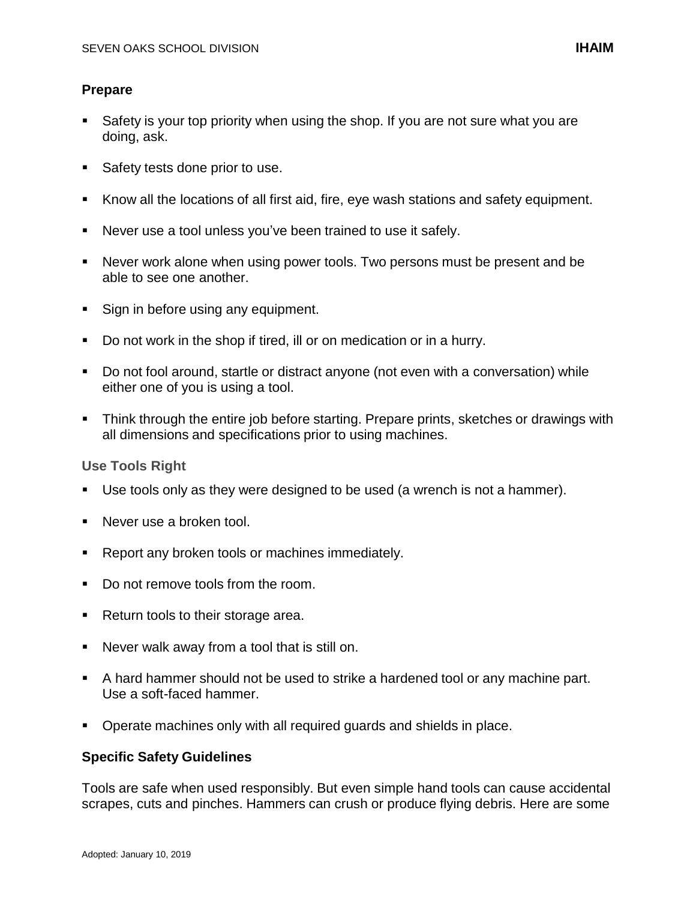**Prepare**

- Safety is your top priority when using the shop. If you are not sure what you are doing, ask.
- Safety tests done prior to use.
- Know all the locations of all first aid, fire, eye wash stations and safety equipment.
- Never use a tool unless you've been trained to use it safely.
- Never work alone when using power tools. Two persons must be present and be able to see one another.
- Sign in before using any equipment.
- Do not work in the shop if tired, ill or on medication or in a hurry.
- Do not fool around, startle or distract anyone (not even with a conversation) while either one of you is using a tool.
- Think through the entire job before starting. Prepare prints, sketches or drawings with all dimensions and specifications prior to using machines.

**Use Tools Right**

- Use tools only as they were designed to be used (a wrench is not a hammer).
- Never use a broken tool.
- Report any broken tools or machines immediately.
- Do not remove tools from the room.
- Return tools to their storage area.
- Never walk away from a tool that is still on.
- A hard hammer should not be used to strike a hardened tool or any machine part. Use a soft-faced hammer.
- Operate machines only with all required guards and shields in place.

**Specific Safety Guidelines**

Tools are safe when used responsibly. But even simple hand tools can cause accidental scrapes, cuts and pinches. Hammers can crush or produce flying debris. Here are some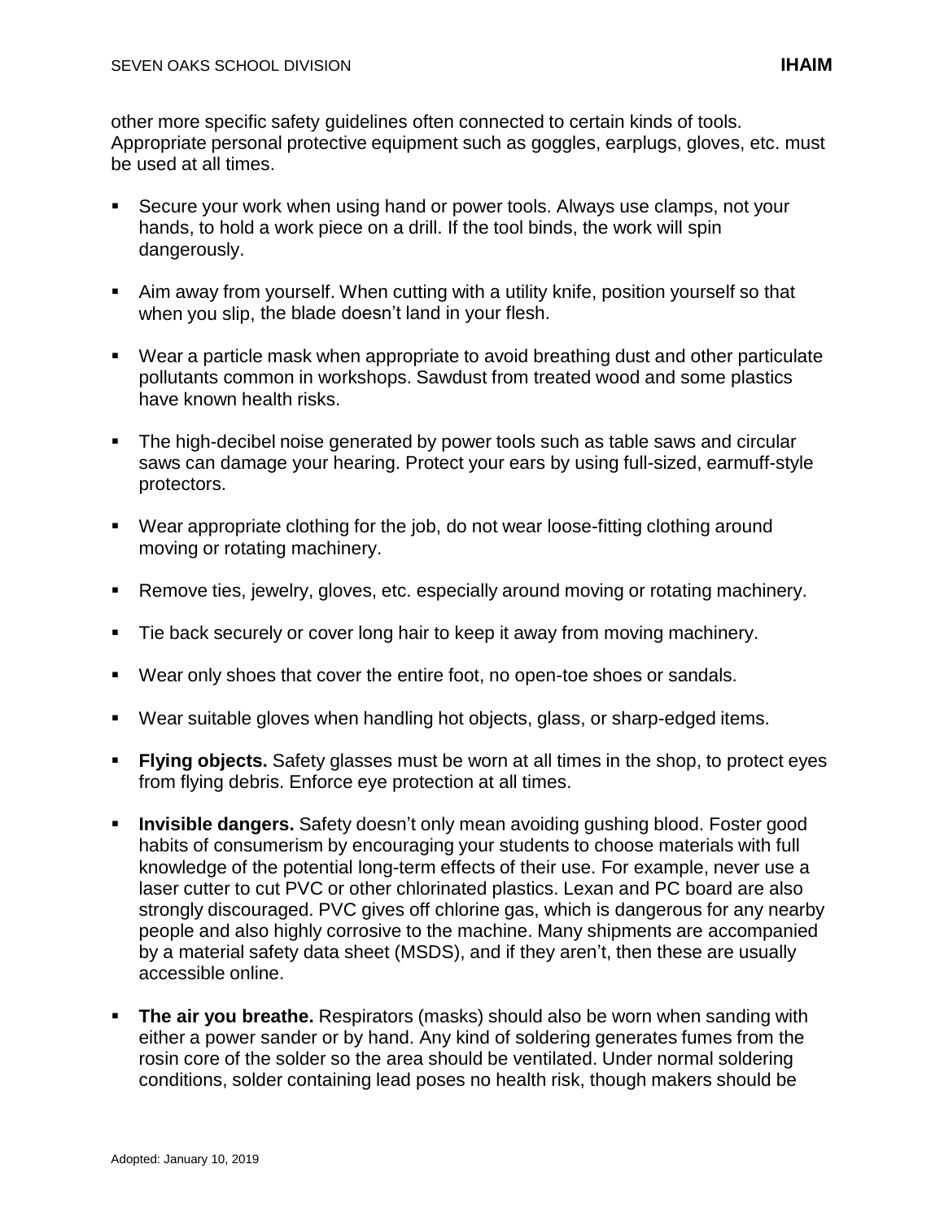other more specific safety guidelines often connected to certain kinds of tools. Appropriate personal protective equipment such as goggles, earplugs, gloves, etc. must be used at all times.

- Secure your work when using hand or power tools. Always use clamps, not your hands, to hold a work piece on a drill. If the tool binds, the work will spin dangerously.
- Aim away from yourself. When cutting with a utility knife, position yourself so that when you slip, the blade doesn't land in your flesh.
- Wear a particle mask when appropriate to avoid breathing dust and other particulate pollutants common in workshops. Sawdust from treated wood and some plastics have known health risks.
- The high-decibel noise generated by power tools such as table saws and circular saws can damage your hearing. Protect your ears by using full-sized, earmuff-style protectors.
- Wear appropriate clothing for the job, do not wear loose-fitting clothing around moving or rotating machinery.
- Remove ties, jewelry, gloves, etc. especially around moving or rotating machinery.
- Tie back securely or cover long hair to keep it away from moving machinery.
- Wear only shoes that cover the entire foot, no open-toe shoes or sandals.
- Wear suitable gloves when handling hot objects, glass, or sharp-edged items.
- **Flying objects.** Safety glasses must be worn at all times in the shop, to protect eyes from flying debris. Enforce eye protection at all times.
- **Invisible dangers.** Safety doesn't only mean avoiding gushing blood. Foster good habits of consumerism by encouraging your students to choose materials with full knowledge of the potential long-term effects of their use. For example, never use a laser cutter to cut PVC or other chlorinated plastics. Lexan and PC board are also strongly discouraged. PVC gives off chlorine gas, which is dangerous for any nearby people and also highly corrosive to the machine. Many shipments are accompanied by a material safety data sheet (MSDS), and if they aren't, then these are usually accessible online.
- **The air you breathe.** Respirators (masks) should also be worn when sanding with either a power sander or by hand. Any kind of soldering generates fumes from the rosin core of the solder so the area should be ventilated. Under normal soldering conditions, solder containing lead poses no health risk, though makers should be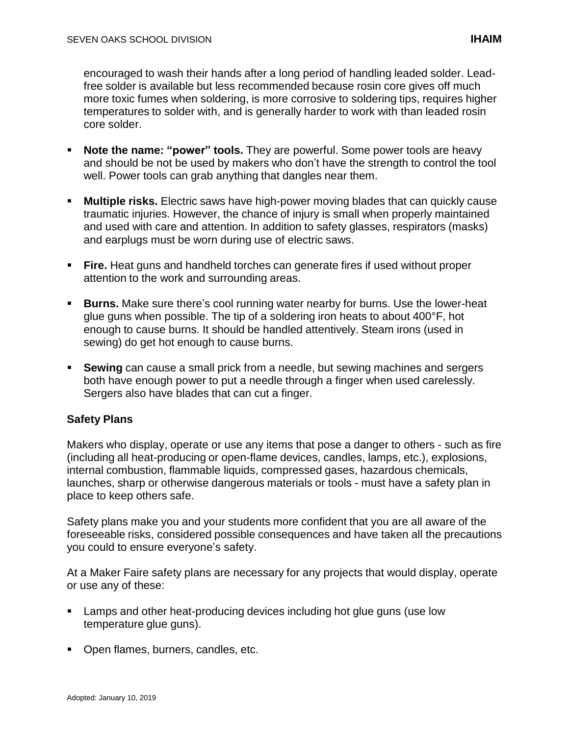encouraged to wash their hands after a long period of handling leaded solder. Lead-free solder is available but less recommended because rosin core gives off much more toxic fumes when soldering, is more corrosive to soldering tips, requires higher temperatures to solder with, and is generally harder to work with than leaded rosin core solder.

- **Note the name: "power" tools.** They are powerful. Some power tools are heavy and should be not be used by makers who don't have the strength to control the tool well. Power tools can grab anything that dangles near them.

- **Multiple risks.** Electric saws have high-power moving blades that can quickly cause traumatic injuries. However, the chance of injury is small when properly maintained and used with care and attention. In addition to safety glasses, respirators (masks) and earplugs must be worn during use of electric saws.

- **Fire.** Heat guns and handheld torches can generate fires if used without proper attention to the work and surrounding areas.

- **Burns.** Make sure there's cool running water nearby for burns. Use the lower-heat glue guns when possible. The tip of a soldering iron heats to about 400°F, hot enough to cause burns. It should be handled attentively. Steam irons (used in sewing) do get hot enough to cause burns.

- **Sewing** can cause a small prick from a needle, but sewing machines and sergers both have enough power to put a needle through a finger when used carelessly. Sergers also have blades that can cut a finger.

**Safety Plans**

Makers who display, operate or use any items that pose a danger to others - such as fire (including all heat-producing or open-flame devices, candles, lamps, etc.), explosions, internal combustion, flammable liquids, compressed gases, hazardous chemicals, launches, sharp or otherwise dangerous materials or tools - must have a safety plan in place to keep others safe.

Safety plans make you and your students more confident that you are all aware of the foreseeable risks, considered possible consequences and have taken all the precautions you could to ensure everyone's safety.

At a Maker Faire safety plans are necessary for any projects that would display, operate or use any of these:

- Lamps and other heat-producing devices including hot glue guns (use low temperature glue guns).

- Open flames, burners, candles, etc.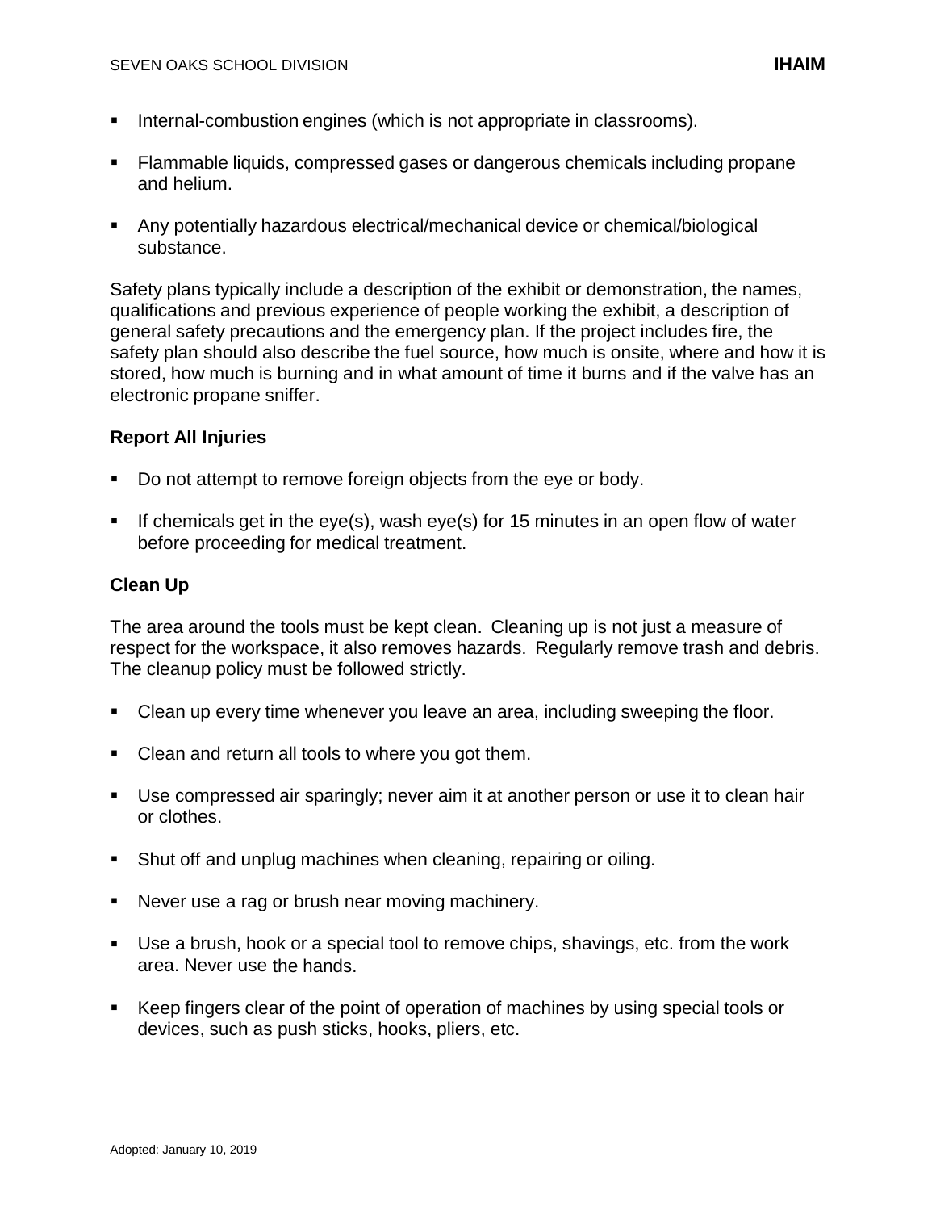- Internal-combustion engines (which is not appropriate in classrooms).
- Flammable liquids, compressed gases or dangerous chemicals including propane and helium.
- Any potentially hazardous electrical/mechanical device or chemical/biological substance.

Safety plans typically include a description of the exhibit or demonstration, the names, qualifications and previous experience of people working the exhibit, a description of general safety precautions and the emergency plan. If the project includes fire, the safety plan should also describe the fuel source, how much is onsite, where and how it is stored, how much is burning and in what amount of time it burns and if the valve has an electronic propane sniffer.

**Report All Injuries**

- Do not attempt to remove foreign objects from the eye or body.
- If chemicals get in the eye(s), wash eye(s) for 15 minutes in an open flow of water before proceeding for medical treatment.

**Clean Up**

The area around the tools must be kept clean. Cleaning up is not just a measure of respect for the workspace, it also removes hazards. Regularly remove trash and debris. The cleanup policy must be followed strictly.

- Clean up every time whenever you leave an area, including sweeping the floor.
- Clean and return all tools to where you got them.
- Use compressed air sparingly; never aim it at another person or use it to clean hair or clothes.
- Shut off and unplug machines when cleaning, repairing or oiling.
- Never use a rag or brush near moving machinery.
- Use a brush, hook or a special tool to remove chips, shavings, etc. from the work area. Never use the hands.
- Keep fingers clear of the point of operation of machines by using special tools or devices, such as push sticks, hooks, pliers, etc.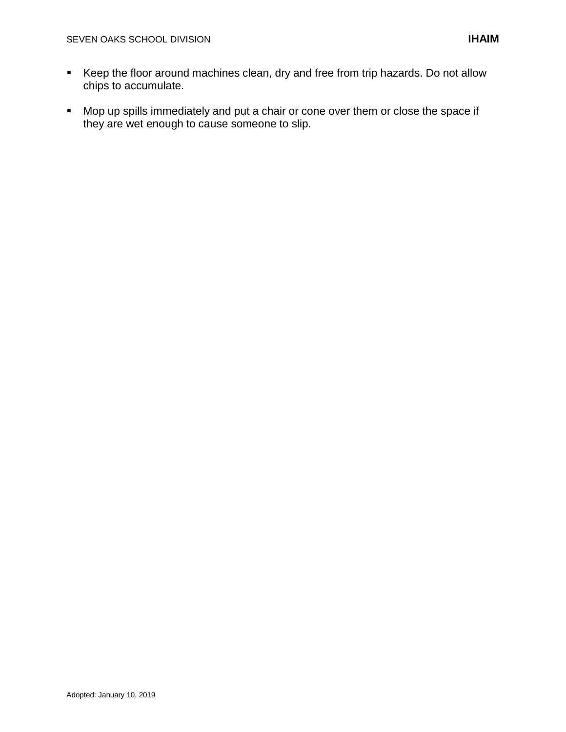- Keep the floor around machines clean, dry and free from trip hazards. Do not allow chips to accumulate.

- Mop up spills immediately and put a chair or cone over them or close the space if they are wet enough to cause someone to slip.

Adopted: January 10, 2019